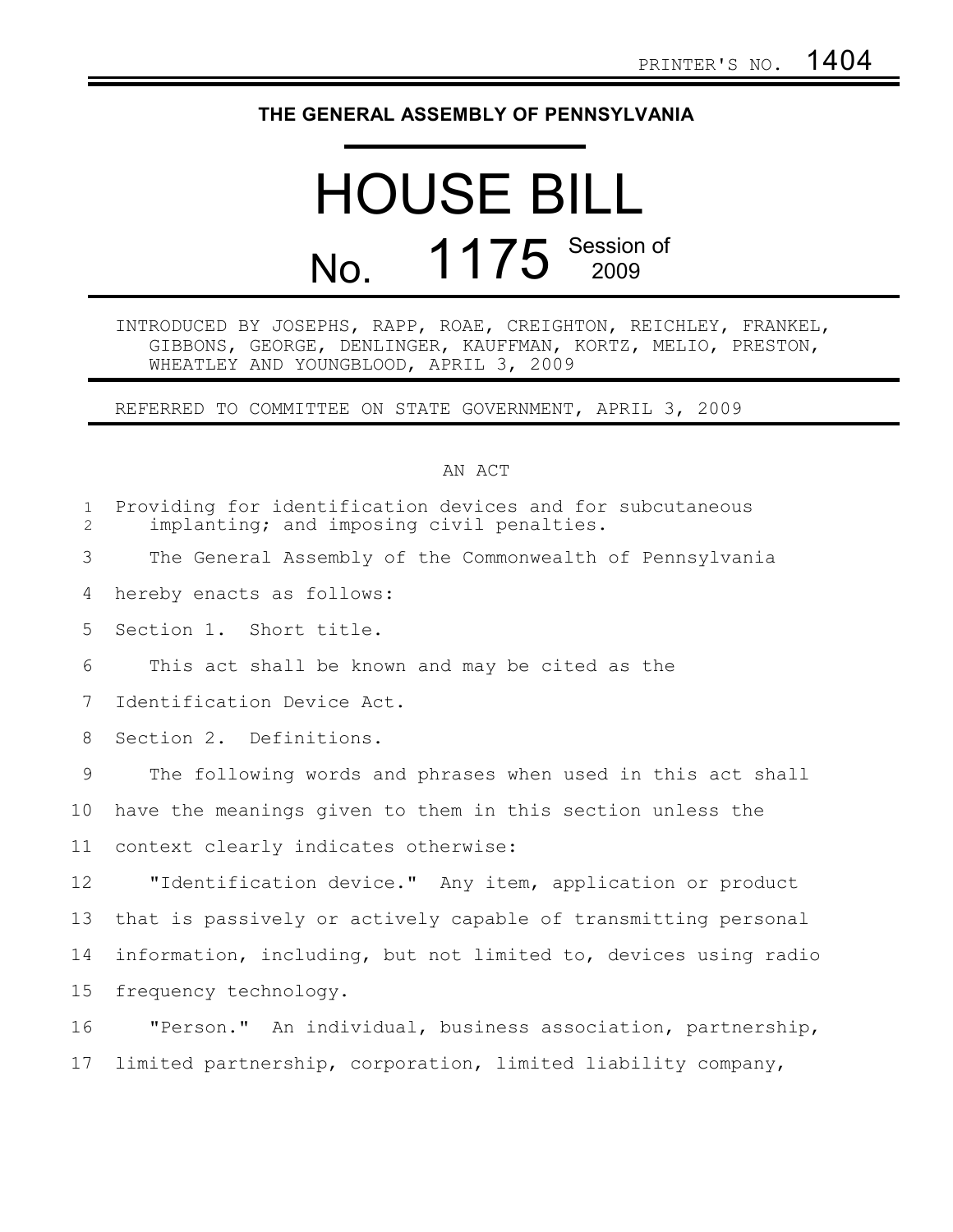PRINTER'S NO. 1404

# THE GENERAL ASSEMBLY OF PENNSYLVANIA

# HOUSE BILL

## No. 1175 Session of 2009

INTRODUCED BY JOSEPHS, RAPP, ROAE, CREIGHTON, REICHLEY, FRANKEL, GIBBONS, GEORGE, DENLINGER, KAUFFMAN, KORTZ, MELIO, PRESTON, WHEATLEY AND YOUNGBLOOD, APRIL 3, 2009

REFERRED TO COMMITTEE ON STATE GOVERNMENT, APRIL 3, 2009

AN ACT

Providing for identification devices and for subcutaneous implanting; and imposing civil penalties.

The General Assembly of the Commonwealth of Pennsylvania hereby enacts as follows:

Section 1. Short title.

This act shall be known and may be cited as the Identification Device Act.

Section 2. Definitions.

The following words and phrases when used in this act shall have the meanings given to them in this section unless the context clearly indicates otherwise:

"Identification device." Any item, application or product that is passively or actively capable of transmitting personal information, including, but not limited to, devices using radio frequency technology.

"Person." An individual, business association, partnership, limited partnership, corporation, limited liability company,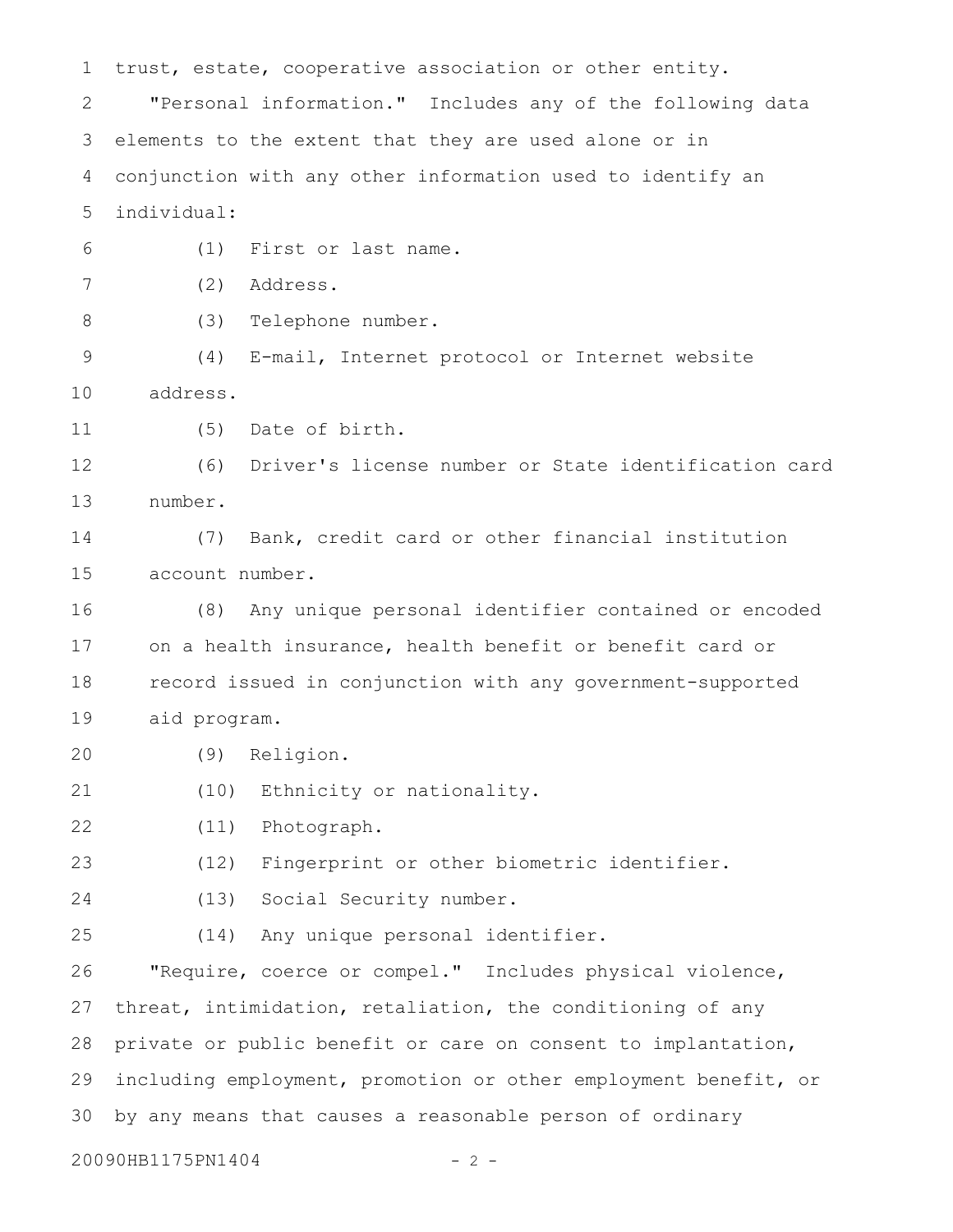trust, estate, cooperative association or other entity.

"Personal information." Includes any of the following data elements to the extent that they are used alone or in conjunction with any other information used to identify an individual:

(1) First or last name.

(2) Address.

(3) Telephone number.

(4) E-mail, Internet protocol or Internet website address.

(5) Date of birth.

(6) Driver's license number or State identification card number.

(7) Bank, credit card or other financial institution account number.

(8) Any unique personal identifier contained or encoded on a health insurance, health benefit or benefit card or record issued in conjunction with any government-supported aid program.

(9) Religion.

(10) Ethnicity or nationality.

(11) Photograph.

(12) Fingerprint or other biometric identifier.

(13) Social Security number.

(14) Any unique personal identifier.

"Require, coerce or compel." Includes physical violence, threat, intimidation, retaliation, the conditioning of any private or public benefit or care on consent to implantation, including employment, promotion or other employment benefit, or by any means that causes a reasonable person of ordinary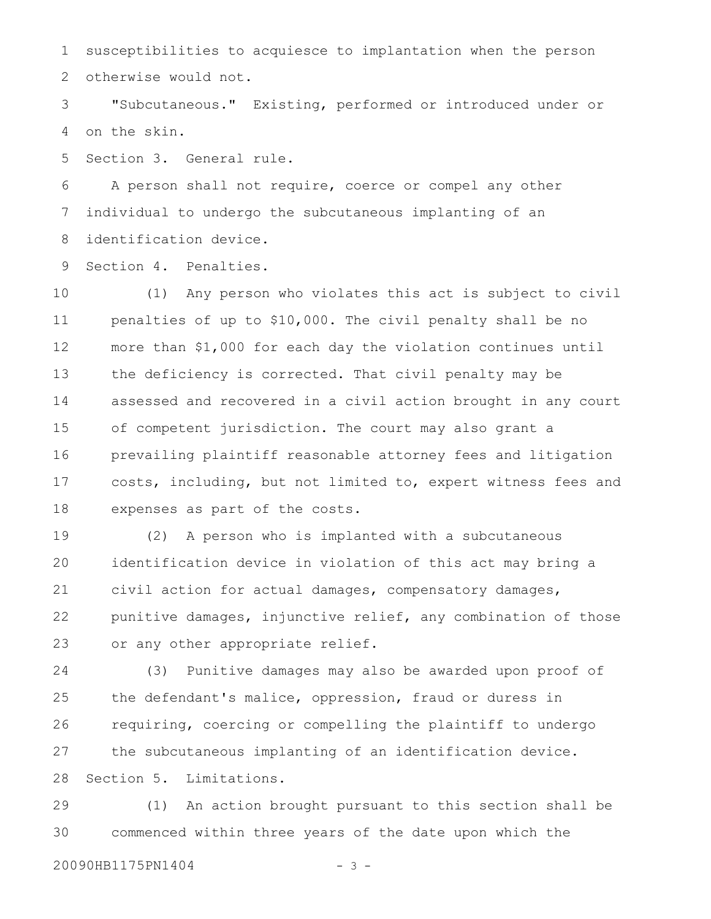susceptibilities to acquiesce to implantation when the person otherwise would not.

"Subcutaneous." Existing, performed or introduced under or on the skin.

Section 3. General rule.

A person shall not require, coerce or compel any other individual to undergo the subcutaneous implanting of an identification device.

Section 4. Penalties.

(1) Any person who violates this act is subject to civil penalties of up to $10,000. The civil penalty shall be no more than $1,000 for each day the violation continues until the deficiency is corrected. That civil penalty may be assessed and recovered in a civil action brought in any court of competent jurisdiction. The court may also grant a prevailing plaintiff reasonable attorney fees and litigation costs, including, but not limited to, expert witness fees and expenses as part of the costs.

(2) A person who is implanted with a subcutaneous identification device in violation of this act may bring a civil action for actual damages, compensatory damages, punitive damages, injunctive relief, any combination of those or any other appropriate relief.

(3) Punitive damages may also be awarded upon proof of the defendant's malice, oppression, fraud or duress in requiring, coercing or compelling the plaintiff to undergo the subcutaneous implanting of an identification device.

Section 5. Limitations.

(1) An action brought pursuant to this section shall be commenced within three years of the date upon which the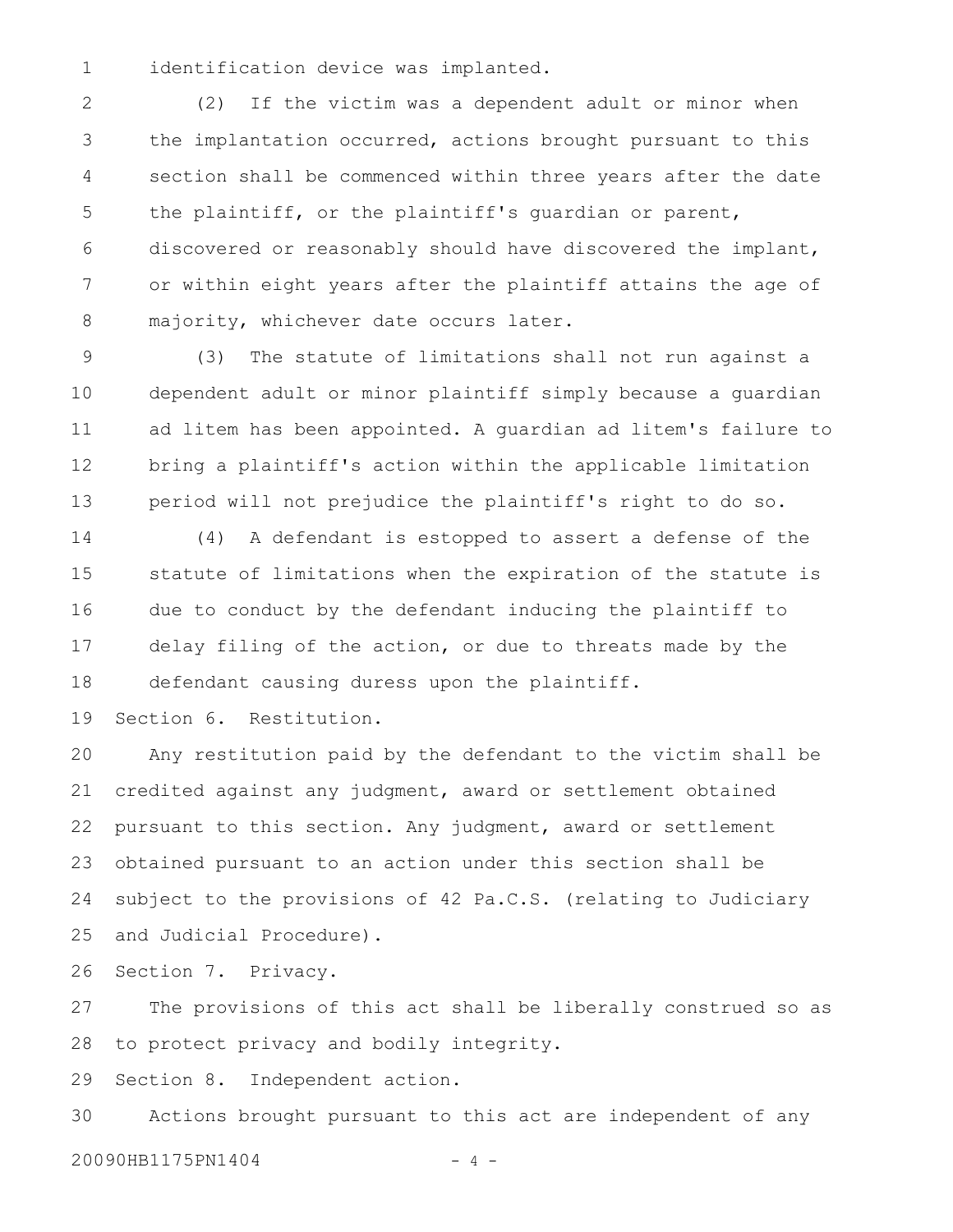identification device was implanted.

(2) If the victim was a dependent adult or minor when the implantation occurred, actions brought pursuant to this section shall be commenced within three years after the date the plaintiff, or the plaintiff's guardian or parent, discovered or reasonably should have discovered the implant, or within eight years after the plaintiff attains the age of majority, whichever date occurs later.

(3) The statute of limitations shall not run against a dependent adult or minor plaintiff simply because a guardian ad litem has been appointed. A guardian ad litem's failure to bring a plaintiff's action within the applicable limitation period will not prejudice the plaintiff's right to do so.

(4) A defendant is estopped to assert a defense of the statute of limitations when the expiration of the statute is due to conduct by the defendant inducing the plaintiff to delay filing of the action, or due to threats made by the defendant causing duress upon the plaintiff.

Section 6. Restitution.

Any restitution paid by the defendant to the victim shall be credited against any judgment, award or settlement obtained pursuant to this section. Any judgment, award or settlement obtained pursuant to an action under this section shall be subject to the provisions of 42 Pa.C.S. (relating to Judiciary and Judicial Procedure).

Section 7. Privacy.

The provisions of this act shall be liberally construed so as to protect privacy and bodily integrity.

Section 8. Independent action.

Actions brought pursuant to this act are independent of any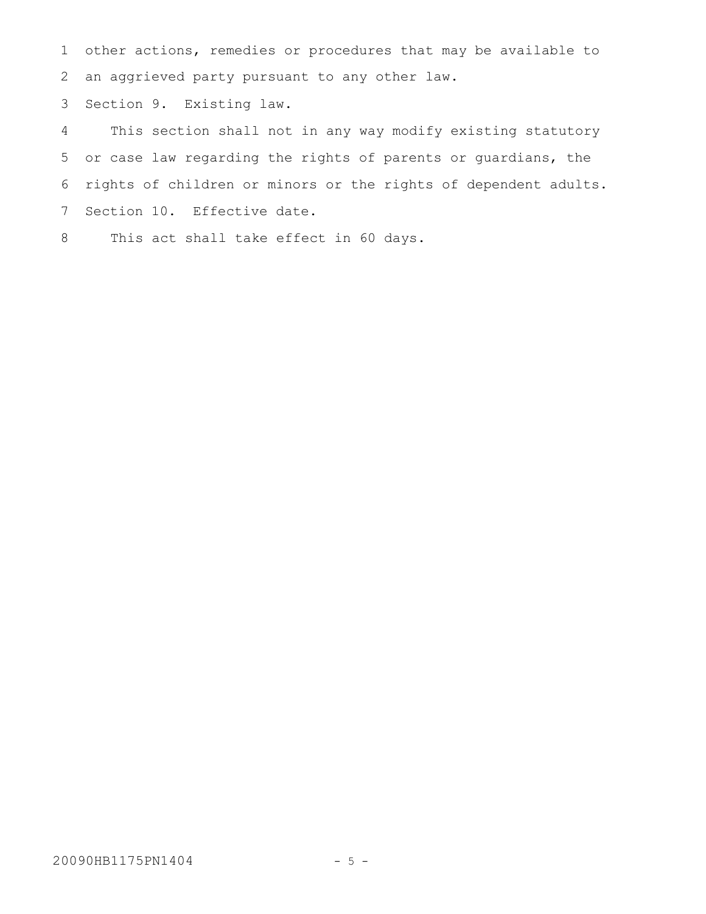other actions, remedies or procedures that may be available to an aggrieved party pursuant to any other law.

Section 9. Existing law.

This section shall not in any way modify existing statutory or case law regarding the rights of parents or guardians, the rights of children or minors or the rights of dependent adults.

Section 10. Effective date.

This act shall take effect in 60 days.